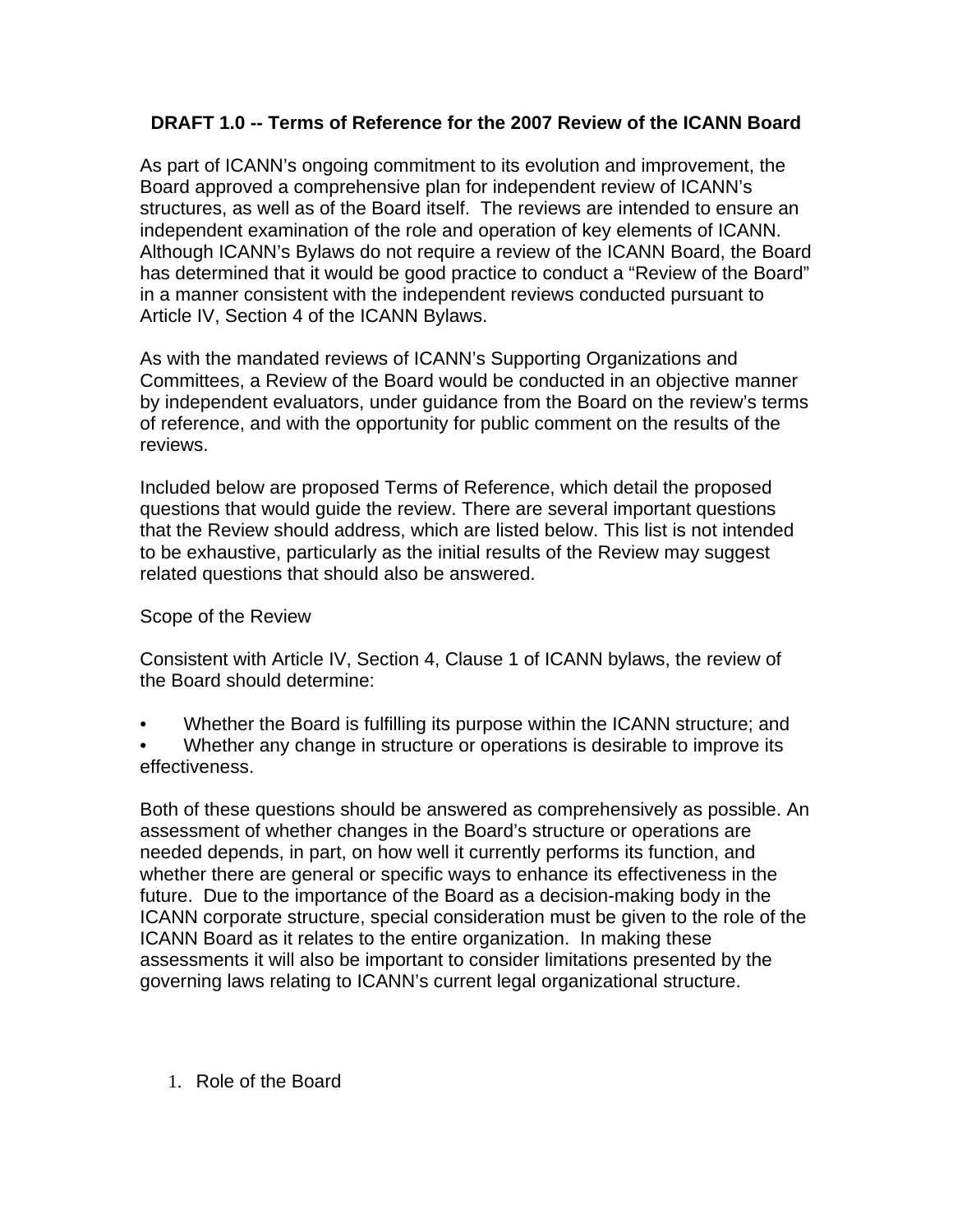# DRAFT 1.0 -- Terms of Reference for the 2007 Review of the ICANN Board

As part of ICANN's ongoing commitment to its evolution and improvement, the Board approved a comprehensive plan for independent review of ICANN's structures, as well as of the Board itself. The reviews are intended to ensure an independent examination of the role and operation of key elements of ICANN. Although ICANN's Bylaws do not require a review of the ICANN Board, the Board has determined that it would be good practice to conduct a "Review of the Board" in a manner consistent with the independent reviews conducted pursuant to Article IV, Section 4 of the ICANN Bylaws.

As with the mandated reviews of ICANN's Supporting Organizations and Committees, a Review of the Board would be conducted in an objective manner by independent evaluators, under guidance from the Board on the review's terms of reference, and with the opportunity for public comment on the results of the reviews.

Included below are proposed Terms of Reference, which detail the proposed questions that would guide the review. There are several important questions that the Review should address, which are listed below. This list is not intended to be exhaustive, particularly as the initial results of the Review may suggest related questions that should also be answered.

Scope of the Review

Consistent with Article IV, Section 4, Clause 1 of ICANN bylaws, the review of the Board should determine:

- Whether the Board is fulfilling its purpose within the ICANN structure; and
- Whether any change in structure or operations is desirable to improve its effectiveness.

Both of these questions should be answered as comprehensively as possible. An assessment of whether changes in the Board's structure or operations are needed depends, in part, on how well it currently performs its function, and whether there are general or specific ways to enhance its effectiveness in the future. Due to the importance of the Board as a decision-making body in the ICANN corporate structure, special consideration must be given to the role of the ICANN Board as it relates to the entire organization. In making these assessments it will also be important to consider limitations presented by the governing laws relating to ICANN's current legal organizational structure.

1. Role of the Board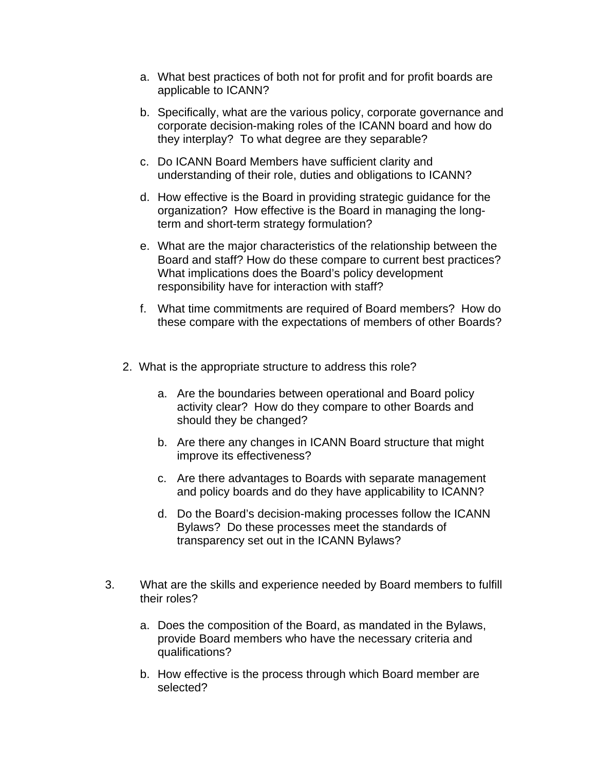a. What best practices of both not for profit and for profit boards are applicable to ICANN?

b. Specifically, what are the various policy, corporate governance and corporate decision-making roles of the ICANN board and how do they interplay? To what degree are they separable?

c. Do ICANN Board Members have sufficient clarity and understanding of their role, duties and obligations to ICANN?

d. How effective is the Board in providing strategic guidance for the organization? How effective is the Board in managing the long-term and short-term strategy formulation?

e. What are the major characteristics of the relationship between the Board and staff? How do these compare to current best practices? What implications does the Board's policy development responsibility have for interaction with staff?

f. What time commitments are required of Board members? How do these compare with the expectations of members of other Boards?

2. What is the appropriate structure to address this role?

   a. Are the boundaries between operational and Board policy activity clear? How do they compare to other Boards and should they be changed?

   b. Are there any changes in ICANN Board structure that might improve its effectiveness?

   c. Are there advantages to Boards with separate management and policy boards and do they have applicability to ICANN?

   d. Do the Board's decision-making processes follow the ICANN Bylaws? Do these processes meet the standards of transparency set out in the ICANN Bylaws?

3. What are the skills and experience needed by Board members to fulfill their roles?

   a. Does the composition of the Board, as mandated in the Bylaws, provide Board members who have the necessary criteria and qualifications?

   b. How effective is the process through which Board member are selected?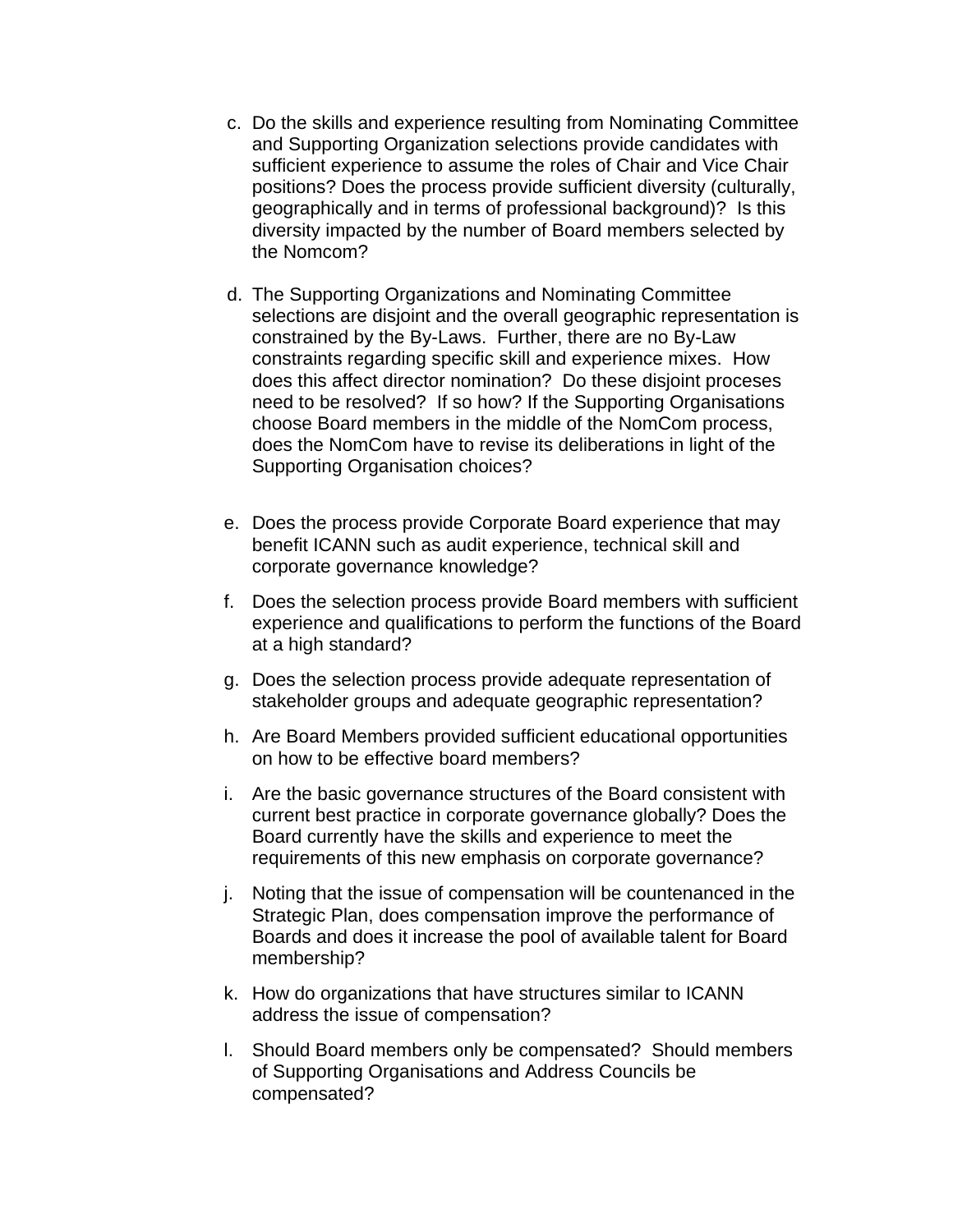c. Do the skills and experience resulting from Nominating Committee and Supporting Organization selections provide candidates with sufficient experience to assume the roles of Chair and Vice Chair positions? Does the process provide sufficient diversity (culturally, geographically and in terms of professional background)? Is this diversity impacted by the number of Board members selected by the Nomcom?

d. The Supporting Organizations and Nominating Committee selections are disjoint and the overall geographic representation is constrained by the By-Laws. Further, there are no By-Law constraints regarding specific skill and experience mixes. How does this affect director nomination? Do these disjoint proceses need to be resolved? If so how? If the Supporting Organisations choose Board members in the middle of the NomCom process, does the NomCom have to revise its deliberations in light of the Supporting Organisation choices?

e. Does the process provide Corporate Board experience that may benefit ICANN such as audit experience, technical skill and corporate governance knowledge?

f. Does the selection process provide Board members with sufficient experience and qualifications to perform the functions of the Board at a high standard?

g. Does the selection process provide adequate representation of stakeholder groups and adequate geographic representation?

h. Are Board Members provided sufficient educational opportunities on how to be effective board members?

i. Are the basic governance structures of the Board consistent with current best practice in corporate governance globally? Does the Board currently have the skills and experience to meet the requirements of this new emphasis on corporate governance?

j. Noting that the issue of compensation will be countenanced in the Strategic Plan, does compensation improve the performance of Boards and does it increase the pool of available talent for Board membership?

k. How do organizations that have structures similar to ICANN address the issue of compensation?

l. Should Board members only be compensated? Should members of Supporting Organisations and Address Councils be compensated?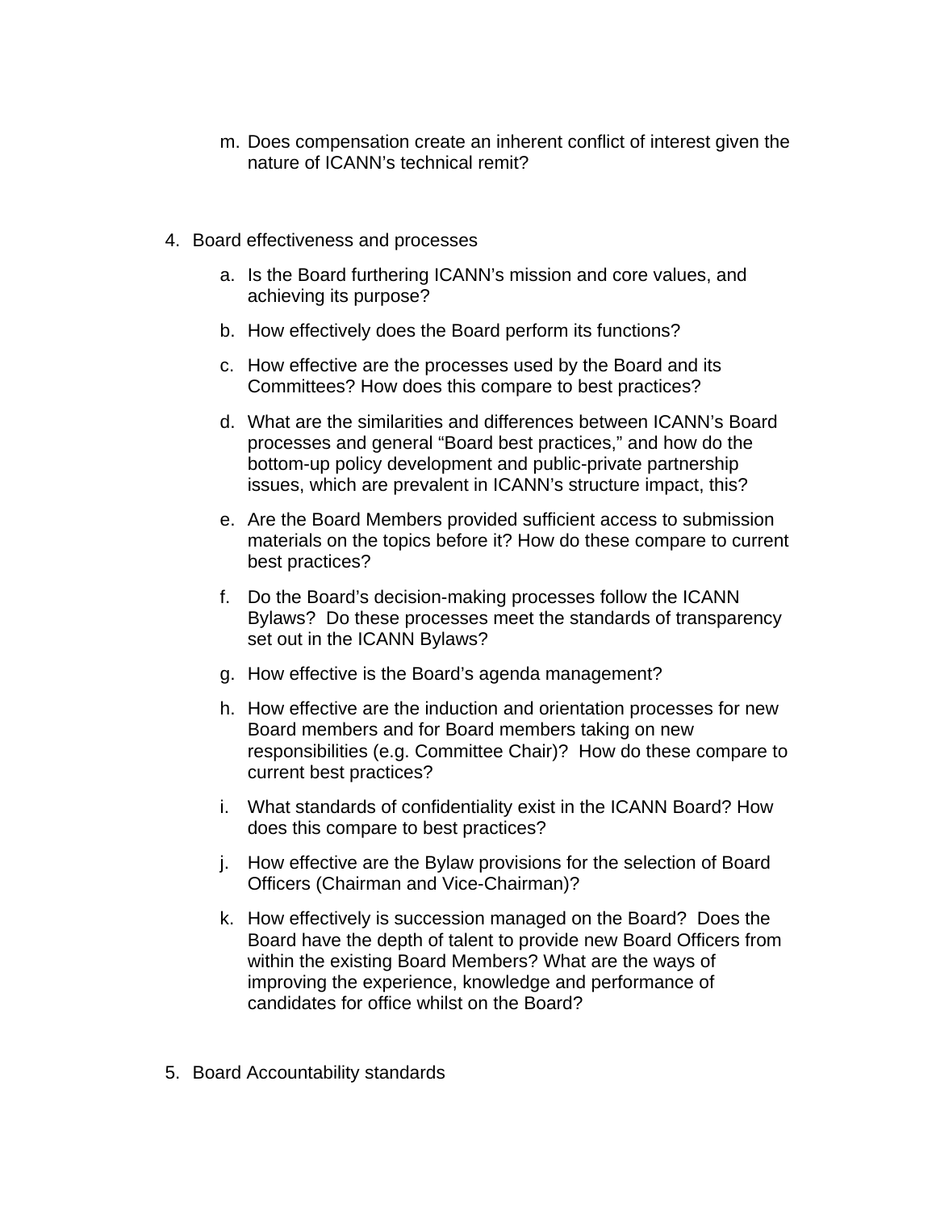m. Does compensation create an inherent conflict of interest given the nature of ICANN's technical remit?

4. Board effectiveness and processes

   a. Is the Board furthering ICANN's mission and core values, and achieving its purpose?

   b. How effectively does the Board perform its functions?

   c. How effective are the processes used by the Board and its Committees? How does this compare to best practices?

   d. What are the similarities and differences between ICANN's Board processes and general "Board best practices," and how do the bottom-up policy development and public-private partnership issues, which are prevalent in ICANN's structure impact, this?

   e. Are the Board Members provided sufficient access to submission materials on the topics before it? How do these compare to current best practices?

   f. Do the Board's decision-making processes follow the ICANN Bylaws? Do these processes meet the standards of transparency set out in the ICANN Bylaws?

   g. How effective is the Board's agenda management?

   h. How effective are the induction and orientation processes for new Board members and for Board members taking on new responsibilities (e.g. Committee Chair)? How do these compare to current best practices?

   i. What standards of confidentiality exist in the ICANN Board? How does this compare to best practices?

   j. How effective are the Bylaw provisions for the selection of Board Officers (Chairman and Vice-Chairman)?

   k. How effectively is succession managed on the Board? Does the Board have the depth of talent to provide new Board Officers from within the existing Board Members? What are the ways of improving the experience, knowledge and performance of candidates for office whilst on the Board?

5. Board Accountability standards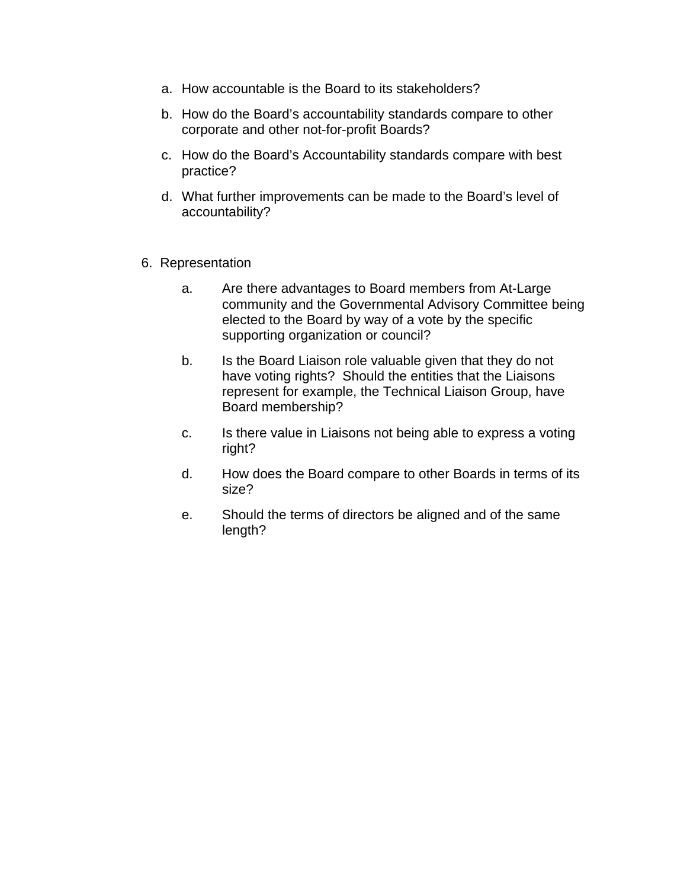a. How accountable is the Board to its stakeholders?

b. How do the Board's accountability standards compare to other corporate and other not-for-profit Boards?

c. How do the Board's Accountability standards compare with best practice?

d. What further improvements can be made to the Board's level of accountability?

6. Representation

   a. Are there advantages to Board members from At-Large community and the Governmental Advisory Committee being elected to the Board by way of a vote by the specific supporting organization or council?

   b. Is the Board Liaison role valuable given that they do not have voting rights? Should the entities that the Liaisons represent for example, the Technical Liaison Group, have Board membership?

   c. Is there value in Liaisons not being able to express a voting right?

   d. How does the Board compare to other Boards in terms of its size?

   e. Should the terms of directors be aligned and of the same length?